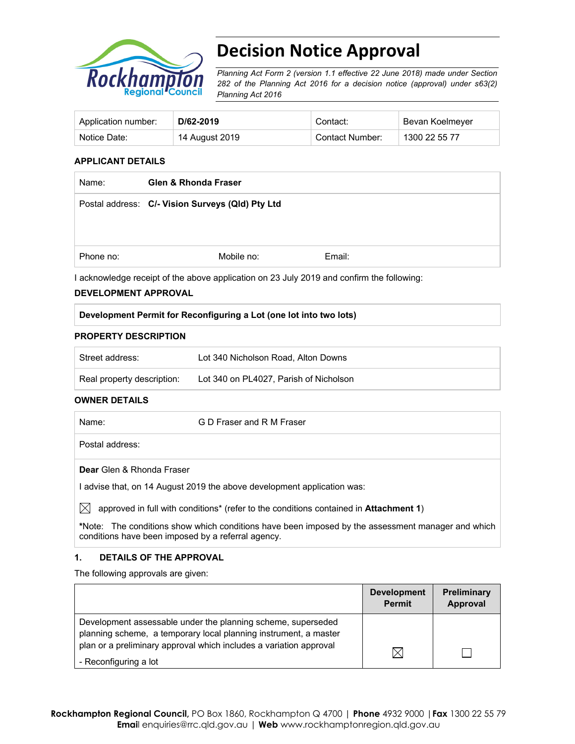# Decision Notice Approval

*Planning Act Form 2 (version 1.1 effective 22 June 2018) made under Section 282 of the Planning Act 2016 for a decision notice (approval) under s63(2) Planning Act 2016*

| Application number: | **D/62-2019** | Contact: | Bevan Koelmeyer |
|---|---|---|---|
| Notice Date: | 14 August 2019 | Contact Number: | 1300 22 55 77 |

**APPLICANT DETAILS**

| Name: | **Glen & Rhonda Fraser** | |
|---|---|---|
| Postal address: | **C/- Vision Surveys (Qld) Pty Ltd** | |
| Phone no: | Mobile no: | Email: |

I acknowledge receipt of the above application on 23 July 2019 and confirm the following:

**DEVELOPMENT APPROVAL**

| **Development Permit for Reconfiguring a Lot (one lot into two lots)** |
|---|

**PROPERTY DESCRIPTION**

| Street address: | Lot 340 Nicholson Road, Alton Downs |
|---|---|
| Real property description: | Lot 340 on PL4027, Parish of Nicholson |

**OWNER DETAILS**

| Name: | G D Fraser and R M Fraser |
|---|---|
| Postal address: | |

**Dear** Glen & Rhonda Fraser

I advise that, on 14 August 2019 the above development application was:

☒ approved in full with conditions* (refer to the conditions contained in **Attachment 1**)

***Note:** The conditions show which conditions have been imposed by the assessment manager and which conditions have been imposed by a referral agency.

**1. DETAILS OF THE APPROVAL**

The following approvals are given:

| | Development Permit | Preliminary Approval |
|---|---|---|
| Development assessable under the planning scheme, superseded planning scheme, a temporary local planning instrument, a master plan or a preliminary approval which includes a variation approval<br>- Reconfiguring a lot | ☒ | ☐ |

**Rockhampton Regional Council,** PO Box 1860, Rockhampton Q 4700 | **Phone** 4932 9000 | **Fax** 1300 22 55 79
**Email** enquiries@rrc.qld.gov.au | **Web** www.rockhamptonregion.qld.gov.au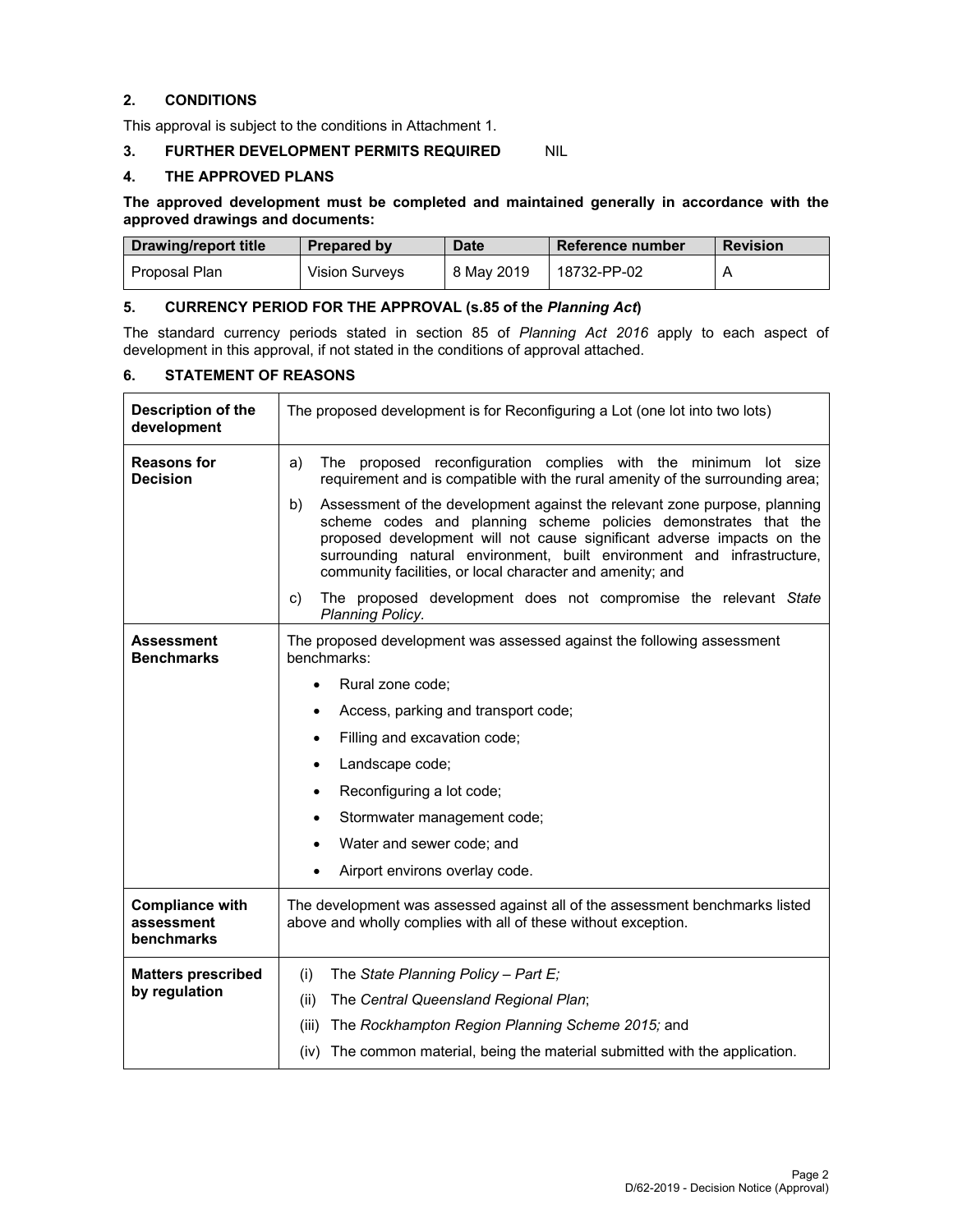## 2. CONDITIONS

This approval is subject to the conditions in Attachment 1.

## 3. FURTHER DEVELOPMENT PERMITS REQUIRED NIL

## 4. THE APPROVED PLANS

**The approved development must be completed and maintained generally in accordance with the approved drawings and documents:**

| Drawing/report title | Prepared by | Date | Reference number | Revision |
|---|---|---|---|---|
| Proposal Plan | Vision Surveys | 8 May 2019 | 18732-PP-02 | A |

## 5. CURRENCY PERIOD FOR THE APPROVAL (s.85 of the *Planning Act*)

The standard currency periods stated in section 85 of *Planning Act 2016* apply to each aspect of development in this approval, if not stated in the conditions of approval attached.

## 6. STATEMENT OF REASONS

| | |
|---|---|
| **Description of the development** | The proposed development is for Reconfiguring a Lot (one lot into two lots) |
| **Reasons for Decision** | a) The proposed reconfiguration complies with the minimum lot size requirement and is compatible with the rural amenity of the surrounding area;<br>b) Assessment of the development against the relevant zone purpose, planning scheme codes and planning scheme policies demonstrates that the proposed development will not cause significant adverse impacts on the surrounding natural environment, built environment and infrastructure, community facilities, or local character and amenity; and<br>c) The proposed development does not compromise the relevant *State Planning Policy.* |
| **Assessment Benchmarks** | The proposed development was assessed against the following assessment benchmarks:<br>• Rural zone code;<br>• Access, parking and transport code;<br>• Filling and excavation code;<br>• Landscape code;<br>• Reconfiguring a lot code;<br>• Stormwater management code;<br>• Water and sewer code; and<br>• Airport environs overlay code. |
| **Compliance with assessment benchmarks** | The development was assessed against all of the assessment benchmarks listed above and wholly complies with all of these without exception. |
| **Matters prescribed by regulation** | (i) The *State Planning Policy – Part E;*<br>(ii) The *Central Queensland Regional Plan*;<br>(iii) The *Rockhampton Region Planning Scheme 2015;* and<br>(iv) The common material, being the material submitted with the application. |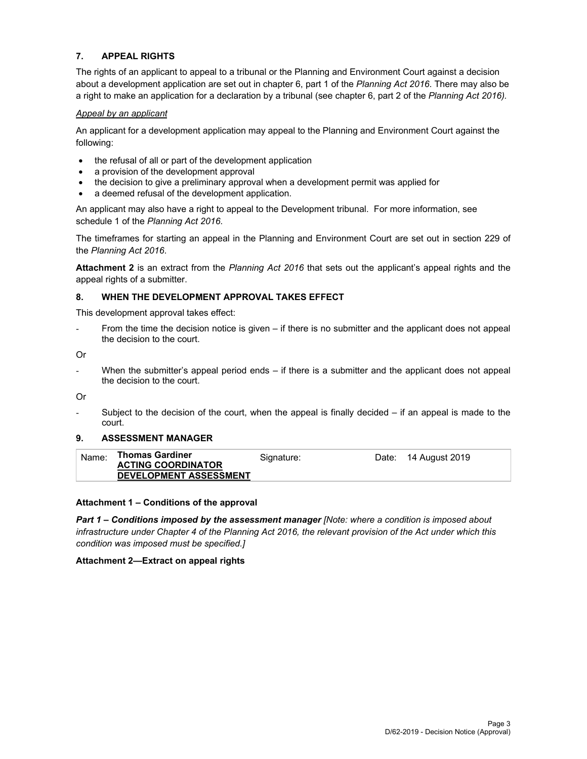## 7. APPEAL RIGHTS

The rights of an applicant to appeal to a tribunal or the Planning and Environment Court against a decision about a development application are set out in chapter 6, part 1 of the *Planning Act 2016*. There may also be a right to make an application for a declaration by a tribunal (see chapter 6, part 2 of the *Planning Act 2016).*

*Appeal by an applicant*

An applicant for a development application may appeal to the Planning and Environment Court against the following:

- the refusal of all or part of the development application
- a provision of the development approval
- the decision to give a preliminary approval when a development permit was applied for
- a deemed refusal of the development application.

An applicant may also have a right to appeal to the Development tribunal. For more information, see schedule 1 of the *Planning Act 2016*.

The timeframes for starting an appeal in the Planning and Environment Court are set out in section 229 of the *Planning Act 2016*.

**Attachment 2** is an extract from the *Planning Act 2016* that sets out the applicant's appeal rights and the appeal rights of a submitter.

## 8. WHEN THE DEVELOPMENT APPROVAL TAKES EFFECT

This development approval takes effect:

- From the time the decision notice is given – if there is no submitter and the applicant does not appeal the decision to the court.

Or

- When the submitter's appeal period ends – if there is a submitter and the applicant does not appeal the decision to the court.

Or

- Subject to the decision of the court, when the appeal is finally decided – if an appeal is made to the court.

## 9. ASSESSMENT MANAGER

| Name: | **Thomas Gardiner** **ACTING COORDINATOR DEVELOPMENT ASSESSMENT** | Signature: | Date: 14 August 2019 |
|---|---|---|---|

**Attachment 1 – Conditions of the approval**

***Part 1 – Conditions imposed by the assessment manager*** *[Note: where a condition is imposed about infrastructure under Chapter 4 of the Planning Act 2016, the relevant provision of the Act under which this condition was imposed must be specified.]*

**Attachment 2—Extract on appeal rights**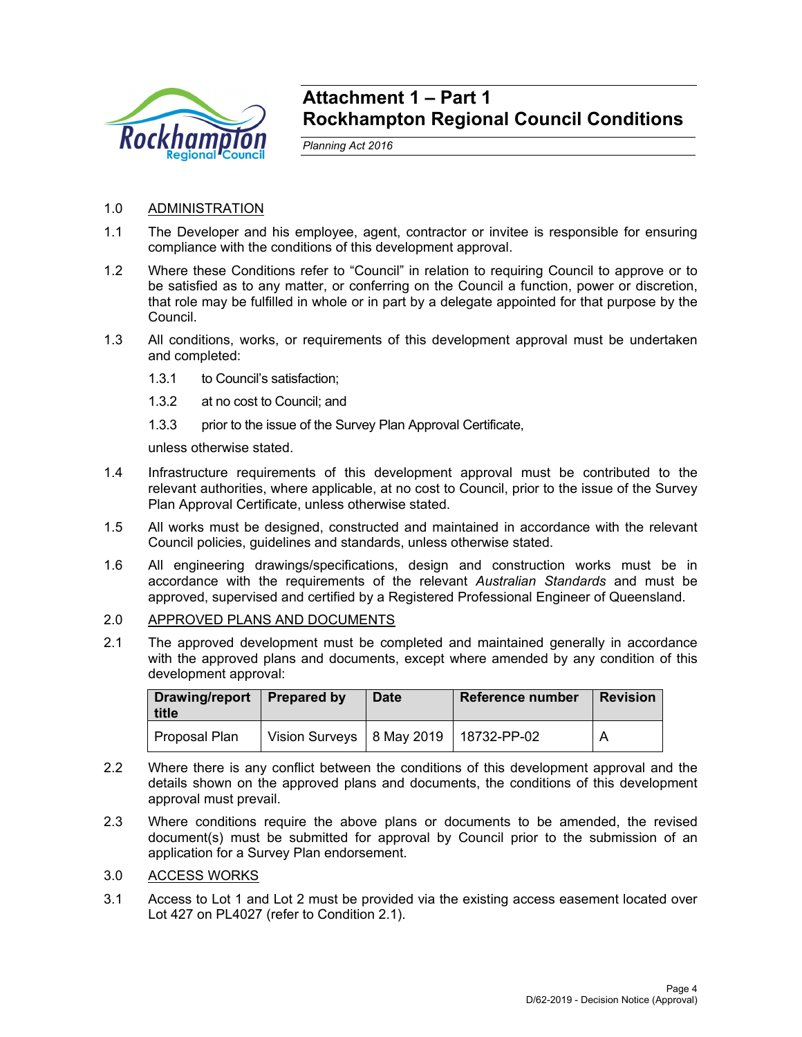# Attachment 1 – Part 1
# Rockhampton Regional Council Conditions

*Planning Act 2016*

1.0 ADMINISTRATION

1.1 The Developer and his employee, agent, contractor or invitee is responsible for ensuring compliance with the conditions of this development approval.

1.2 Where these Conditions refer to "Council" in relation to requiring Council to approve or to be satisfied as to any matter, or conferring on the Council a function, power or discretion, that role may be fulfilled in whole or in part by a delegate appointed for that purpose by the Council.

1.3 All conditions, works, or requirements of this development approval must be undertaken and completed:

1.3.1 to Council's satisfaction;

1.3.2 at no cost to Council; and

1.3.3 prior to the issue of the Survey Plan Approval Certificate,

unless otherwise stated.

1.4 Infrastructure requirements of this development approval must be contributed to the relevant authorities, where applicable, at no cost to Council, prior to the issue of the Survey Plan Approval Certificate, unless otherwise stated.

1.5 All works must be designed, constructed and maintained in accordance with the relevant Council policies, guidelines and standards, unless otherwise stated.

1.6 All engineering drawings/specifications, design and construction works must be in accordance with the requirements of the relevant *Australian Standards* and must be approved, supervised and certified by a Registered Professional Engineer of Queensland.

2.0 APPROVED PLANS AND DOCUMENTS

2.1 The approved development must be completed and maintained generally in accordance with the approved plans and documents, except where amended by any condition of this development approval:

| Drawing/report title | Prepared by | Date | Reference number | Revision |
|---|---|---|---|---|
| Proposal Plan | Vision Surveys | 8 May 2019 | 18732-PP-02 | A |

2.2 Where there is any conflict between the conditions of this development approval and the details shown on the approved plans and documents, the conditions of this development approval must prevail.

2.3 Where conditions require the above plans or documents to be amended, the revised document(s) must be submitted for approval by Council prior to the submission of an application for a Survey Plan endorsement.

3.0 ACCESS WORKS

3.1 Access to Lot 1 and Lot 2 must be provided via the existing access easement located over Lot 427 on PL4027 (refer to Condition 2.1).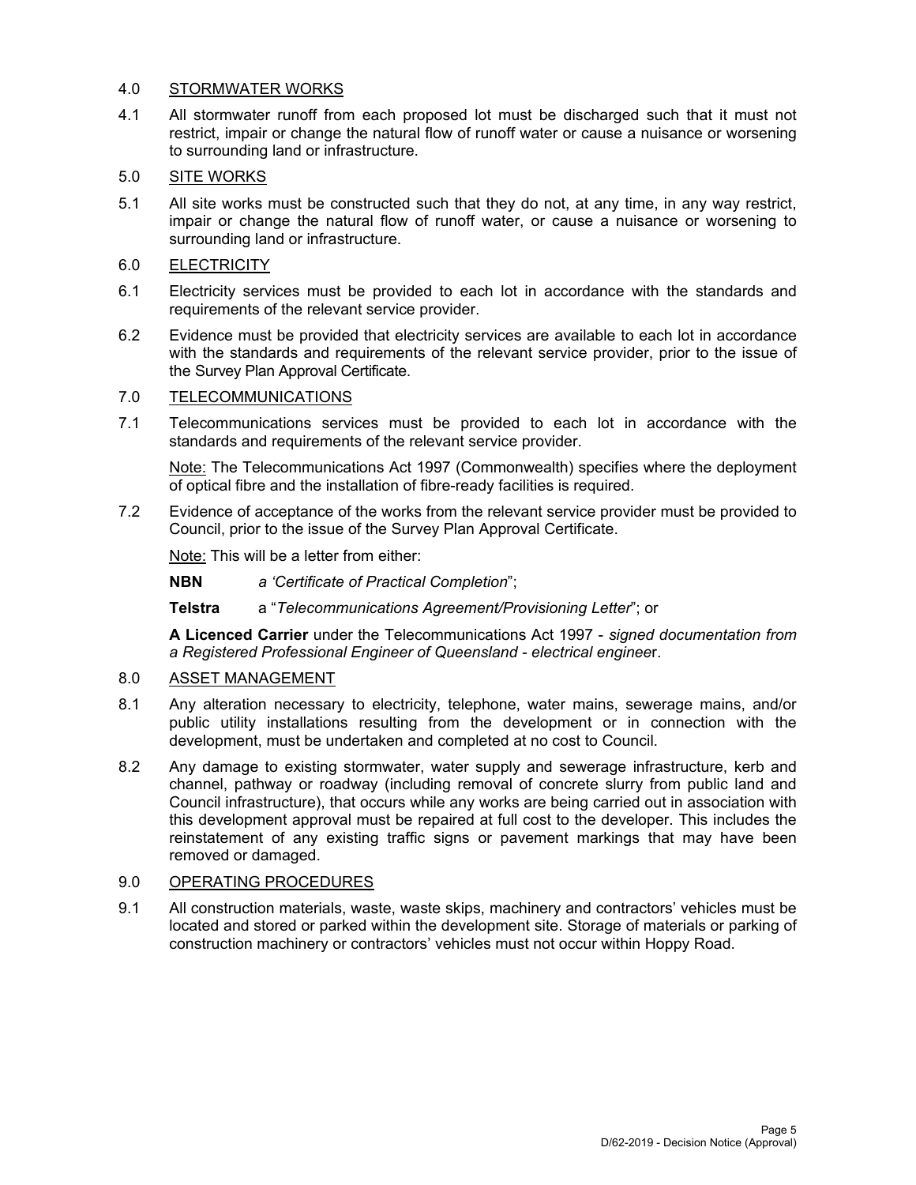## 4.0 STORMWATER WORKS

4.1 All stormwater runoff from each proposed lot must be discharged such that it must not restrict, impair or change the natural flow of runoff water or cause a nuisance or worsening to surrounding land or infrastructure.

## 5.0 SITE WORKS

5.1 All site works must be constructed such that they do not, at any time, in any way restrict, impair or change the natural flow of runoff water, or cause a nuisance or worsening to surrounding land or infrastructure.

## 6.0 ELECTRICITY

6.1 Electricity services must be provided to each lot in accordance with the standards and requirements of the relevant service provider.

6.2 Evidence must be provided that electricity services are available to each lot in accordance with the standards and requirements of the relevant service provider, prior to the issue of the Survey Plan Approval Certificate.

## 7.0 TELECOMMUNICATIONS

7.1 Telecommunications services must be provided to each lot in accordance with the standards and requirements of the relevant service provider.

Note: The Telecommunications Act 1997 (Commonwealth) specifies where the deployment of optical fibre and the installation of fibre-ready facilities is required.

7.2 Evidence of acceptance of the works from the relevant service provider must be provided to Council, prior to the issue of the Survey Plan Approval Certificate.

Note: This will be a letter from either:

**NBN** *a 'Certificate of Practical Completion*";

**Telstra** a "*Telecommunications Agreement/Provisioning Letter*"; or

**A Licenced Carrier** under the Telecommunications Act 1997 - *signed documentation from a Registered Professional Engineer of Queensland - electrical enginee*r.

## 8.0 ASSET MANAGEMENT

8.1 Any alteration necessary to electricity, telephone, water mains, sewerage mains, and/or public utility installations resulting from the development or in connection with the development, must be undertaken and completed at no cost to Council.

8.2 Any damage to existing stormwater, water supply and sewerage infrastructure, kerb and channel, pathway or roadway (including removal of concrete slurry from public land and Council infrastructure), that occurs while any works are being carried out in association with this development approval must be repaired at full cost to the developer. This includes the reinstatement of any existing traffic signs or pavement markings that may have been removed or damaged.

## 9.0 OPERATING PROCEDURES

9.1 All construction materials, waste, waste skips, machinery and contractors' vehicles must be located and stored or parked within the development site. Storage of materials or parking of construction machinery or contractors' vehicles must not occur within Hoppy Road.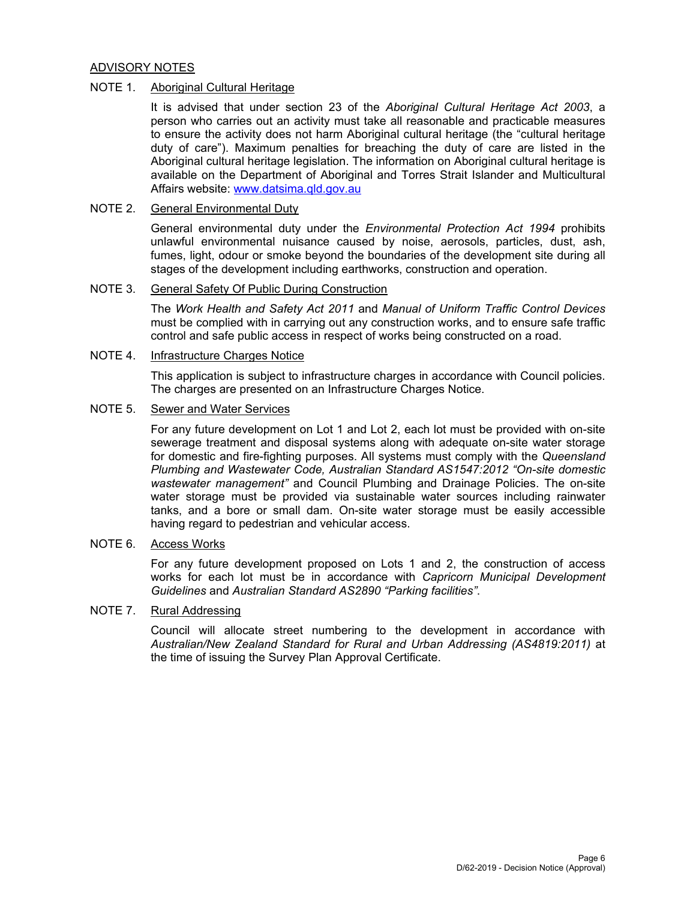## ADVISORY NOTES

### NOTE 1. Aboriginal Cultural Heritage

It is advised that under section 23 of the *Aboriginal Cultural Heritage Act 2003*, a person who carries out an activity must take all reasonable and practicable measures to ensure the activity does not harm Aboriginal cultural heritage (the "cultural heritage duty of care"). Maximum penalties for breaching the duty of care are listed in the Aboriginal cultural heritage legislation. The information on Aboriginal cultural heritage is available on the Department of Aboriginal and Torres Strait Islander and Multicultural Affairs website: www.datsima.qld.gov.au

### NOTE 2. General Environmental Duty

General environmental duty under the *Environmental Protection Act 1994* prohibits unlawful environmental nuisance caused by noise, aerosols, particles, dust, ash, fumes, light, odour or smoke beyond the boundaries of the development site during all stages of the development including earthworks, construction and operation.

### NOTE 3. General Safety Of Public During Construction

The *Work Health and Safety Act 2011* and *Manual of Uniform Traffic Control Devices* must be complied with in carrying out any construction works, and to ensure safe traffic control and safe public access in respect of works being constructed on a road.

### NOTE 4. Infrastructure Charges Notice

This application is subject to infrastructure charges in accordance with Council policies. The charges are presented on an Infrastructure Charges Notice.

### NOTE 5. Sewer and Water Services

For any future development on Lot 1 and Lot 2, each lot must be provided with on-site sewerage treatment and disposal systems along with adequate on-site water storage for domestic and fire-fighting purposes. All systems must comply with the *Queensland Plumbing and Wastewater Code, Australian Standard AS1547:2012 "On-site domestic wastewater management"* and Council Plumbing and Drainage Policies. The on-site water storage must be provided via sustainable water sources including rainwater tanks, and a bore or small dam. On-site water storage must be easily accessible having regard to pedestrian and vehicular access.

### NOTE 6. Access Works

For any future development proposed on Lots 1 and 2, the construction of access works for each lot must be in accordance with *Capricorn Municipal Development Guidelines* and *Australian Standard AS2890 "Parking facilities"*.

### NOTE 7. Rural Addressing

Council will allocate street numbering to the development in accordance with *Australian/New Zealand Standard for Rural and Urban Addressing (AS4819:2011)* at the time of issuing the Survey Plan Approval Certificate.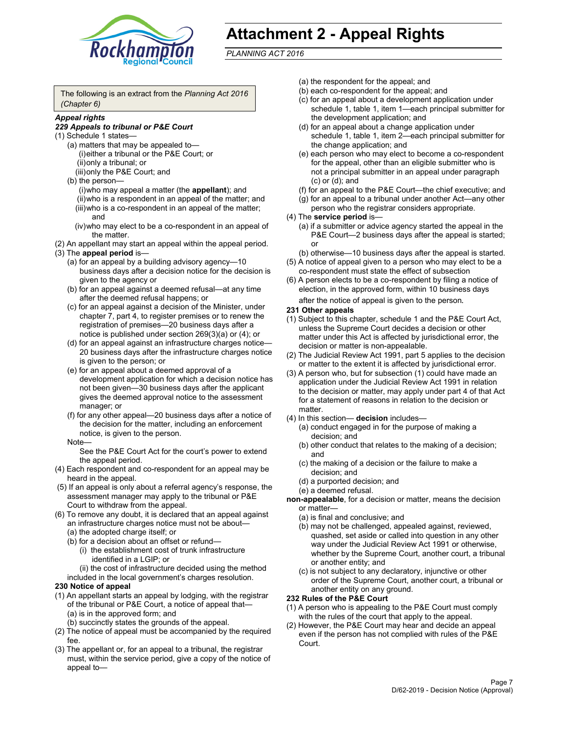# Attachment 2 - Appeal Rights

*PLANNING ACT 2016*

The following is an extract from the *Planning Act 2016 (Chapter 6)*

***Appeal rights***

***229 Appeals to tribunal or P&E Court***

(1) Schedule 1 states—
- (a) matters that may be appealed to—
  - (i) either a tribunal or the P&E Court; or
  - (ii) only a tribunal; or
  - (iii) only the P&E Court; and
- (b) the person—
  - (i) who may appeal a matter (the **appellant**); and
  - (ii) who is a respondent in an appeal of the matter; and
  - (iii) who is a co-respondent in an appeal of the matter; and
  - (iv) who may elect to be a co-respondent in an appeal of the matter.

(2) An appellant may start an appeal within the appeal period.

(3) The **appeal period** is—
- (a) for an appeal by a building advisory agency—10 business days after a decision notice for the decision is given to the agency or
- (b) for an appeal against a deemed refusal—at any time after the deemed refusal happens; or
- (c) for an appeal against a decision of the Minister, under chapter 7, part 4, to register premises or to renew the registration of premises—20 business days after a notice is published under section 269(3)(a) or (4); or
- (d) for an appeal against an infrastructure charges notice—20 business days after the infrastructure charges notice is given to the person; or
- (e) for an appeal about a deemed approval of a development application for which a decision notice has not been given—30 business days after the applicant gives the deemed approval notice to the assessment manager; or
- (f) for any other appeal—20 business days after a notice of the decision for the matter, including an enforcement notice, is given to the person.

Note—

See the P&E Court Act for the court's power to extend the appeal period.

(4) Each respondent and co-respondent for an appeal may be heard in the appeal.

(5) If an appeal is only about a referral agency's response, the assessment manager may apply to the tribunal or P&E Court to withdraw from the appeal.

(6) To remove any doubt, it is declared that an appeal against an infrastructure charges notice must not be about—
- (a) the adopted charge itself; or
- (b) for a decision about an offset or refund—
  - (i) the establishment cost of trunk infrastructure identified in a LGIP; or
  - (ii) the cost of infrastructure decided using the method included in the local government's charges resolution.

**230 Notice of appeal**

(1) An appellant starts an appeal by lodging, with the registrar of the tribunal or P&E Court, a notice of appeal that—
- (a) is in the approved form; and
- (b) succinctly states the grounds of the appeal.

(2) The notice of appeal must be accompanied by the required fee.

(3) The appellant or, for an appeal to a tribunal, the registrar must, within the service period, give a copy of the notice of appeal to—
- (a) the respondent for the appeal; and
- (b) each co-respondent for the appeal; and
- (c) for an appeal about a development application under schedule 1, table 1, item 1—each principal submitter for the development application; and
- (d) for an appeal about a change application under schedule 1, table 1, item 2—each principal submitter for the change application; and
- (e) each person who may elect to become a co-respondent for the appeal, other than an eligible submitter who is not a principal submitter in an appeal under paragraph (c) or (d); and
- (f) for an appeal to the P&E Court—the chief executive; and
- (g) for an appeal to a tribunal under another Act—any other person who the registrar considers appropriate.

(4) The **service period** is—
- (a) if a submitter or advice agency started the appeal in the P&E Court—2 business days after the appeal is started; or
- (b) otherwise—10 business days after the appeal is started.

(5) A notice of appeal given to a person who may elect to be a co-respondent must state the effect of subsection

(6) A person elects to be a co-respondent by filing a notice of election, in the approved form, within 10 business days after the notice of appeal is given to the person.

**231 Other appeals**

(1) Subject to this chapter, schedule 1 and the P&E Court Act, unless the Supreme Court decides a decision or other matter under this Act is affected by jurisdictional error, the decision or matter is non-appealable.

(2) The Judicial Review Act 1991, part 5 applies to the decision or matter to the extent it is affected by jurisdictional error.

(3) A person who, but for subsection (1) could have made an application under the Judicial Review Act 1991 in relation to the decision or matter, may apply under part 4 of that Act for a statement of reasons in relation to the decision or matter.

(4) In this section— **decision** includes—
- (a) conduct engaged in for the purpose of making a decision; and
- (b) other conduct that relates to the making of a decision; and
- (c) the making of a decision or the failure to make a decision; and
- (d) a purported decision; and
- (e) a deemed refusal.

**non-appealable**, for a decision or matter, means the decision or matter—
- (a) is final and conclusive; and
- (b) may not be challenged, appealed against, reviewed, quashed, set aside or called into question in any other way under the Judicial Review Act 1991 or otherwise, whether by the Supreme Court, another court, a tribunal or another entity; and
- (c) is not subject to any declaratory, injunctive or other order of the Supreme Court, another court, a tribunal or another entity on any ground.

**232 Rules of the P&E Court**

(1) A person who is appealing to the P&E Court must comply with the rules of the court that apply to the appeal.

(2) However, the P&E Court may hear and decide an appeal even if the person has not complied with rules of the P&E Court.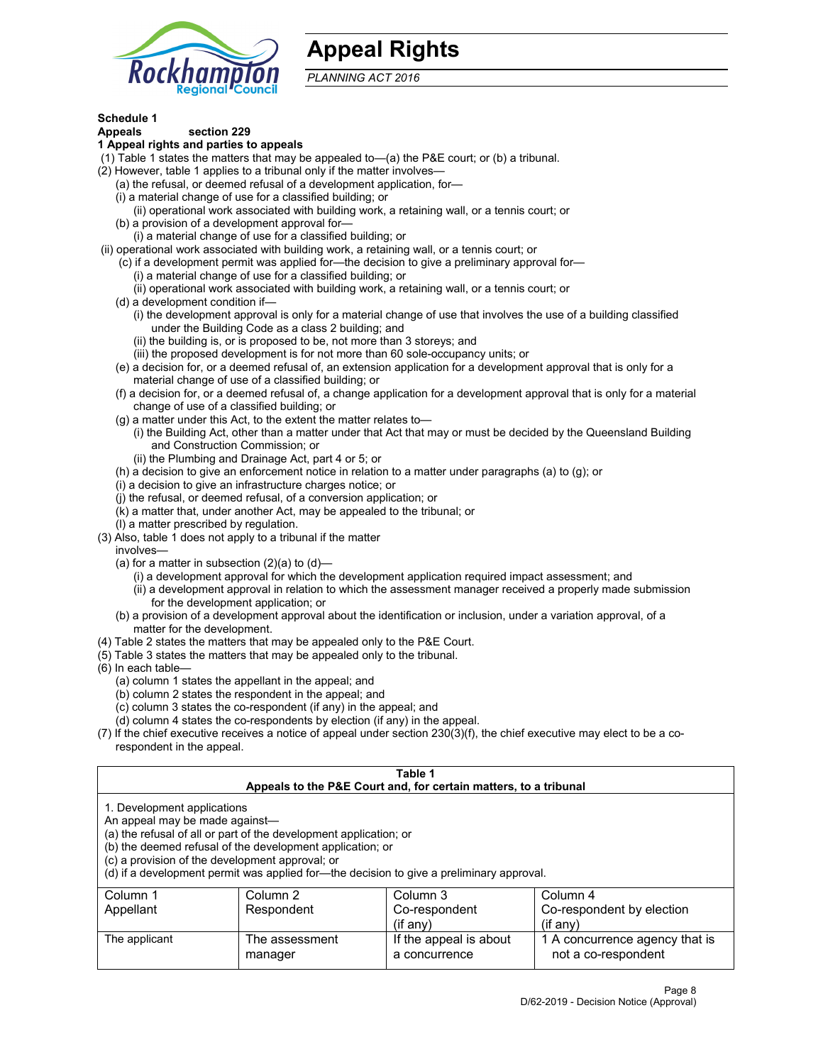# Appeal Rights

*PLANNING ACT 2016*

**Schedule 1**
**Appeals section 229**
**1 Appeal rights and parties to appeals**

(1) Table 1 states the matters that may be appealed to—(a) the P&E court; or (b) a tribunal.
(2) However, table 1 applies to a tribunal only if the matter involves—
   (a) the refusal, or deemed refusal of a development application, for—
   (i) a material change of use for a classified building; or
      (ii) operational work associated with building work, a retaining wall, or a tennis court; or
   (b) a provision of a development approval for—
      (i) a material change of use for a classified building; or
(ii) operational work associated with building work, a retaining wall, or a tennis court; or
   (c) if a development permit was applied for—the decision to give a preliminary approval for—
      (i) a material change of use for a classified building; or
      (ii) operational work associated with building work, a retaining wall, or a tennis court; or
   (d) a development condition if—
      (i) the development approval is only for a material change of use that involves the use of a building classified under the Building Code as a class 2 building; and
      (ii) the building is, or is proposed to be, not more than 3 storeys; and
      (iii) the proposed development is for not more than 60 sole-occupancy units; or
   (e) a decision for, or a deemed refusal of, an extension application for a development approval that is only for a material change of use of a classified building; or
   (f) a decision for, or a deemed refusal of, a change application for a development approval that is only for a material change of use of a classified building; or
   (g) a matter under this Act, to the extent the matter relates to—
      (i) the Building Act, other than a matter under that Act that may or must be decided by the Queensland Building and Construction Commission; or
      (ii) the Plumbing and Drainage Act, part 4 or 5; or
   (h) a decision to give an enforcement notice in relation to a matter under paragraphs (a) to (g); or
   (i) a decision to give an infrastructure charges notice; or
   (j) the refusal, or deemed refusal, of a conversion application; or
   (k) a matter that, under another Act, may be appealed to the tribunal; or
   (l) a matter prescribed by regulation.
(3) Also, table 1 does not apply to a tribunal if the matter involves—
   (a) for a matter in subsection (2)(a) to (d)—
      (i) a development approval for which the development application required impact assessment; and
      (ii) a development approval in relation to which the assessment manager received a properly made submission for the development application; or
   (b) a provision of a development approval about the identification or inclusion, under a variation approval, of a matter for the development.
(4) Table 2 states the matters that may be appealed only to the P&E Court.
(5) Table 3 states the matters that may be appealed only to the tribunal.
(6) In each table—
   (a) column 1 states the appellant in the appeal; and
   (b) column 2 states the respondent in the appeal; and
   (c) column 3 states the co-respondent (if any) in the appeal; and
   (d) column 4 states the co-respondents by election (if any) in the appeal.
(7) If the chief executive receives a notice of appeal under section 230(3)(f), the chief executive may elect to be a co-respondent in the appeal.

**Table 1**
**Appeals to the P&E Court and, for certain matters, to a tribunal**

1. Development applications
An appeal may be made against—
(a) the refusal of all or part of the development application; or
(b) the deemed refusal of the development application; or
(c) a provision of the development approval; or
(d) if a development permit was applied for—the decision to give a preliminary approval.

| Column 1<br>Appellant | Column 2<br>Respondent | Column 3<br>Co-respondent<br>(if any) | Column 4<br>Co-respondent by election<br>(if any) |
|---|---|---|---|
| The applicant | The assessment manager | If the appeal is about a concurrence | 1 A concurrence agency that is not a co-respondent |

D/62-2019 - Decision Notice (Approval)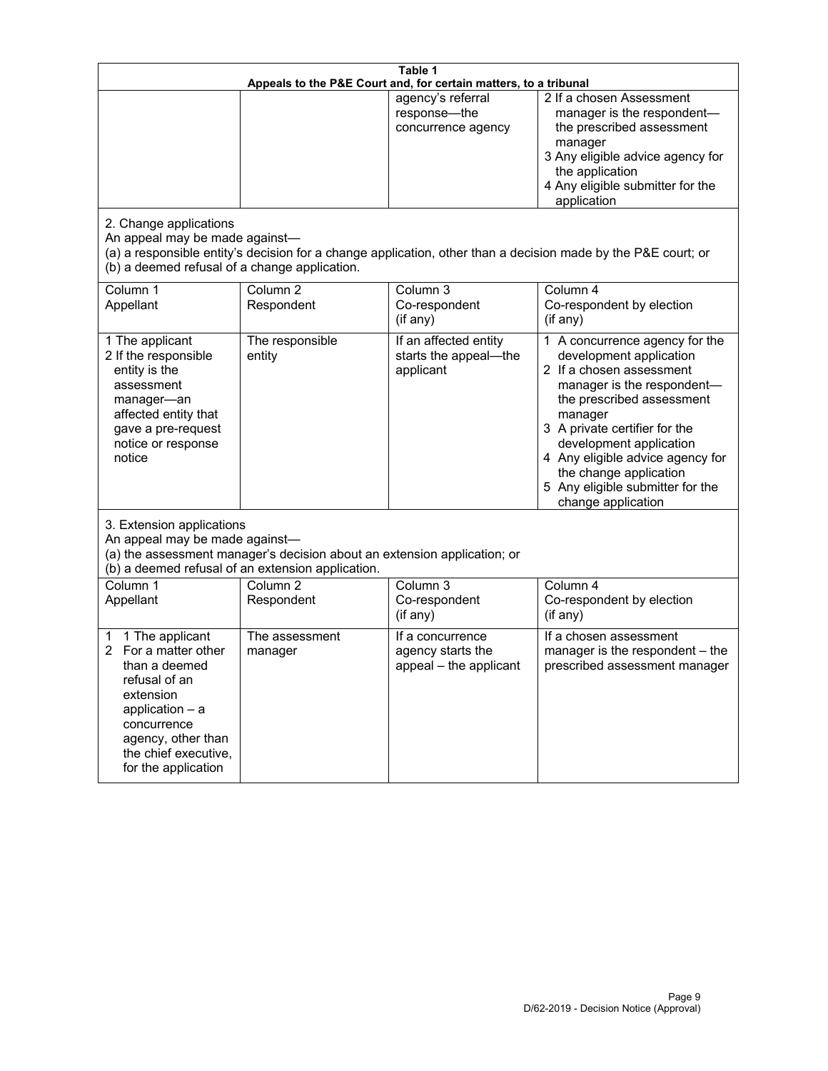**Table 1**
**Appeals to the P&E Court and, for certain matters, to a tribunal**

| | | | |
|---|---|---|---|
| | | agency's referral response—the concurrence agency | 2 If a chosen Assessment manager is the respondent—the prescribed assessment manager<br>3 Any eligible advice agency for the application<br>4 Any eligible submitter for the application |

2. Change applications
An appeal may be made against—
(a) a responsible entity's decision for a change application, other than a decision made by the P&E court; or
(b) a deemed refusal of a change application.

| Column 1<br>Appellant | Column 2<br>Respondent | Column 3<br>Co-respondent<br>(if any) | Column 4<br>Co-respondent by election<br>(if any) |
|---|---|---|---|
| 1 The applicant<br>2 If the responsible entity is the assessment manager—an affected entity that gave a pre-request notice or response notice | The responsible entity | If an affected entity starts the appeal—the applicant | 1 A concurrence agency for the development application<br>2 If a chosen assessment manager is the respondent—the prescribed assessment manager<br>3 A private certifier for the development application<br>4 Any eligible advice agency for the change application<br>5 Any eligible submitter for the change application |

3. Extension applications
An appeal may be made against—
(a) the assessment manager's decision about an extension application; or
(b) a deemed refusal of an extension application.

| Column 1<br>Appellant | Column 2<br>Respondent | Column 3<br>Co-respondent<br>(if any) | Column 4<br>Co-respondent by election<br>(if any) |
|---|---|---|---|
| 1 1 The applicant<br>2 For a matter other than a deemed refusal of an extension application – a concurrence agency, other than the chief executive, for the application | The assessment manager | If a concurrence agency starts the appeal – the applicant | If a chosen assessment manager is the respondent – the prescribed assessment manager |

D/62-2019 - Decision Notice (Approval)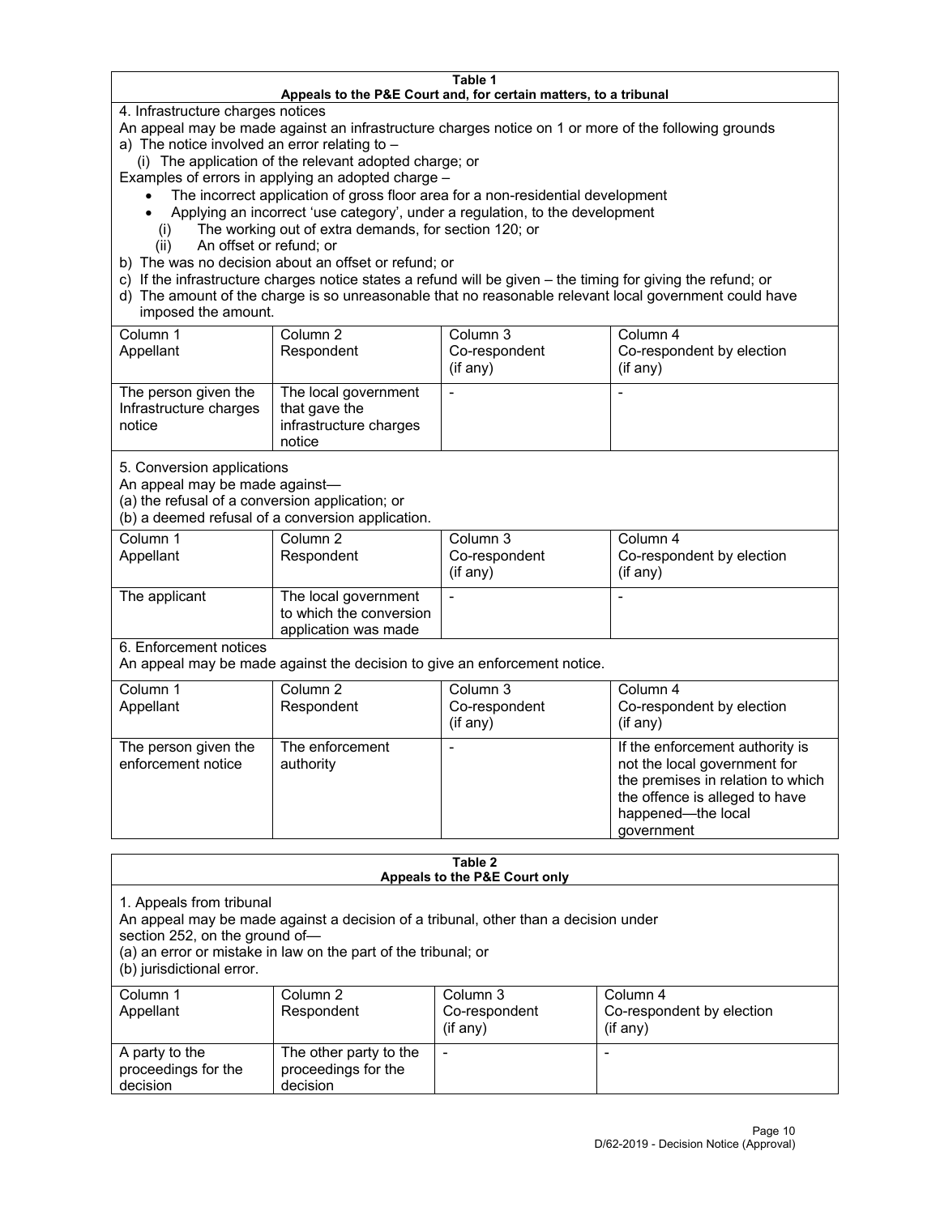**Table 1**
**Appeals to the P&E Court and, for certain matters, to a tribunal**

4. Infrastructure charges notices

An appeal may be made against an infrastructure charges notice on 1 or more of the following grounds

a) The notice involved an error relating to –
   (i) The application of the relevant adopted charge; or

Examples of errors in applying an adopted charge –

- The incorrect application of gross floor area for a non-residential development
- Applying an incorrect 'use category', under a regulation, to the development

   (i) The working out of extra demands, for section 120; or
   (ii) An offset or refund; or

b) The was no decision about an offset or refund; or
c) If the infrastructure charges notice states a refund will be given – the timing for giving the refund; or
d) The amount of the charge is so unreasonable that no reasonable relevant local government could have imposed the amount.

| Column 1 Appellant | Column 2 Respondent | Column 3 Co-respondent (if any) | Column 4 Co-respondent by election (if any) |
|---|---|---|---|
| The person given the Infrastructure charges notice | The local government that gave the infrastructure charges notice | - | - |

5. Conversion applications

An appeal may be made against—
(a) the refusal of a conversion application; or
(b) a deemed refusal of a conversion application.

| Column 1 Appellant | Column 2 Respondent | Column 3 Co-respondent (if any) | Column 4 Co-respondent by election (if any) |
|---|---|---|---|
| The applicant | The local government to which the conversion application was made | - | - |

6. Enforcement notices

An appeal may be made against the decision to give an enforcement notice.

| Column 1 Appellant | Column 2 Respondent | Column 3 Co-respondent (if any) | Column 4 Co-respondent by election (if any) |
|---|---|---|---|
| The person given the enforcement notice | The enforcement authority | - | If the enforcement authority is not the local government for the premises in relation to which the offence is alleged to have happened—the local government |

**Table 2**
**Appeals to the P&E Court only**

1. Appeals from tribunal

An appeal may be made against a decision of a tribunal, other than a decision under section 252, on the ground of—
(a) an error or mistake in law on the part of the tribunal; or
(b) jurisdictional error.

| Column 1 Appellant | Column 2 Respondent | Column 3 Co-respondent (if any) | Column 4 Co-respondent by election (if any) |
|---|---|---|---|
| A party to the proceedings for the decision | The other party to the proceedings for the decision | - | - |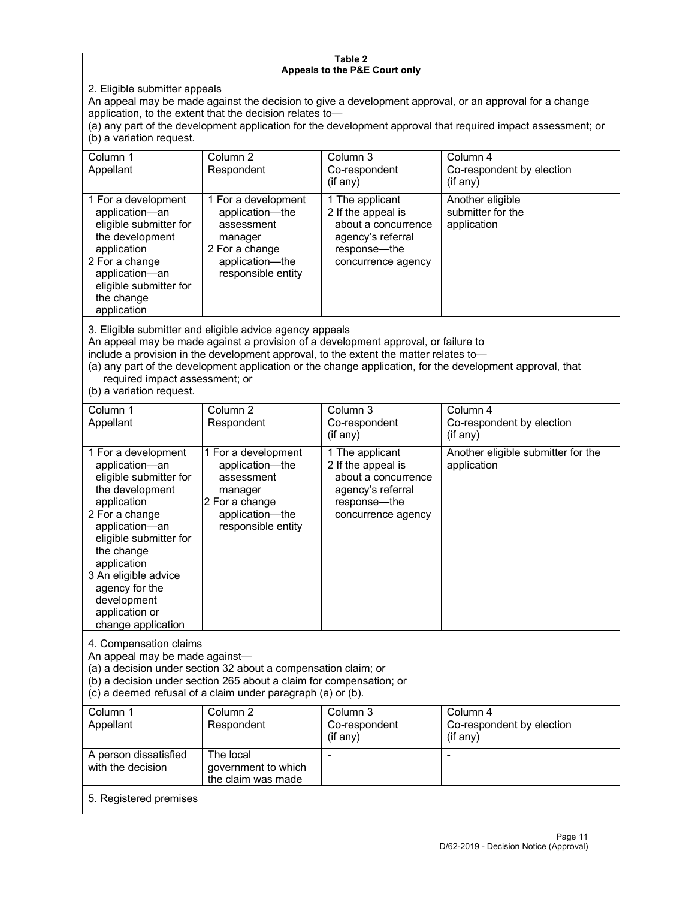**Table 2**
**Appeals to the P&E Court only**

2. Eligible submitter appeals

An appeal may be made against the decision to give a development approval, or an approval for a change application, to the extent that the decision relates to—

(a) any part of the development application for the development approval that required impact assessment; or

(b) a variation request.

| Column 1<br>Appellant | Column 2<br>Respondent | Column 3<br>Co-respondent<br>(if any) | Column 4<br>Co-respondent by election<br>(if any) |
|---|---|---|---|
| 1 For a development application—an eligible submitter for the development application<br>2 For a change application—an eligible submitter for the change application | 1 For a development application—the assessment manager<br>2 For a change application—the responsible entity | 1 The applicant<br>2 If the appeal is about a concurrence agency's referral response—the concurrence agency | Another eligible submitter for the application |

3. Eligible submitter and eligible advice agency appeals

An appeal may be made against a provision of a development approval, or failure to include a provision in the development approval, to the extent the matter relates to—

(a) any part of the development application or the change application, for the development approval, that required impact assessment; or

(b) a variation request.

| Column 1<br>Appellant | Column 2<br>Respondent | Column 3<br>Co-respondent<br>(if any) | Column 4<br>Co-respondent by election<br>(if any) |
|---|---|---|---|
| 1 For a development application—an eligible submitter for the development application<br>2 For a change application—an eligible submitter for the change application<br>3 An eligible advice agency for the development application or change application | 1 For a development application—the assessment manager<br>2 For a change application—the responsible entity | 1 The applicant<br>2 If the appeal is about a concurrence agency's referral response—the concurrence agency | Another eligible submitter for the application |

4. Compensation claims

An appeal may be made against—

(a) a decision under section 32 about a compensation claim; or

(b) a decision under section 265 about a claim for compensation; or

(c) a deemed refusal of a claim under paragraph (a) or (b).

| Column 1<br>Appellant | Column 2<br>Respondent | Column 3<br>Co-respondent<br>(if any) | Column 4<br>Co-respondent by election<br>(if any) |
|---|---|---|---|
| A person dissatisfied with the decision | The local government to which the claim was made | - | - |

5. Registered premises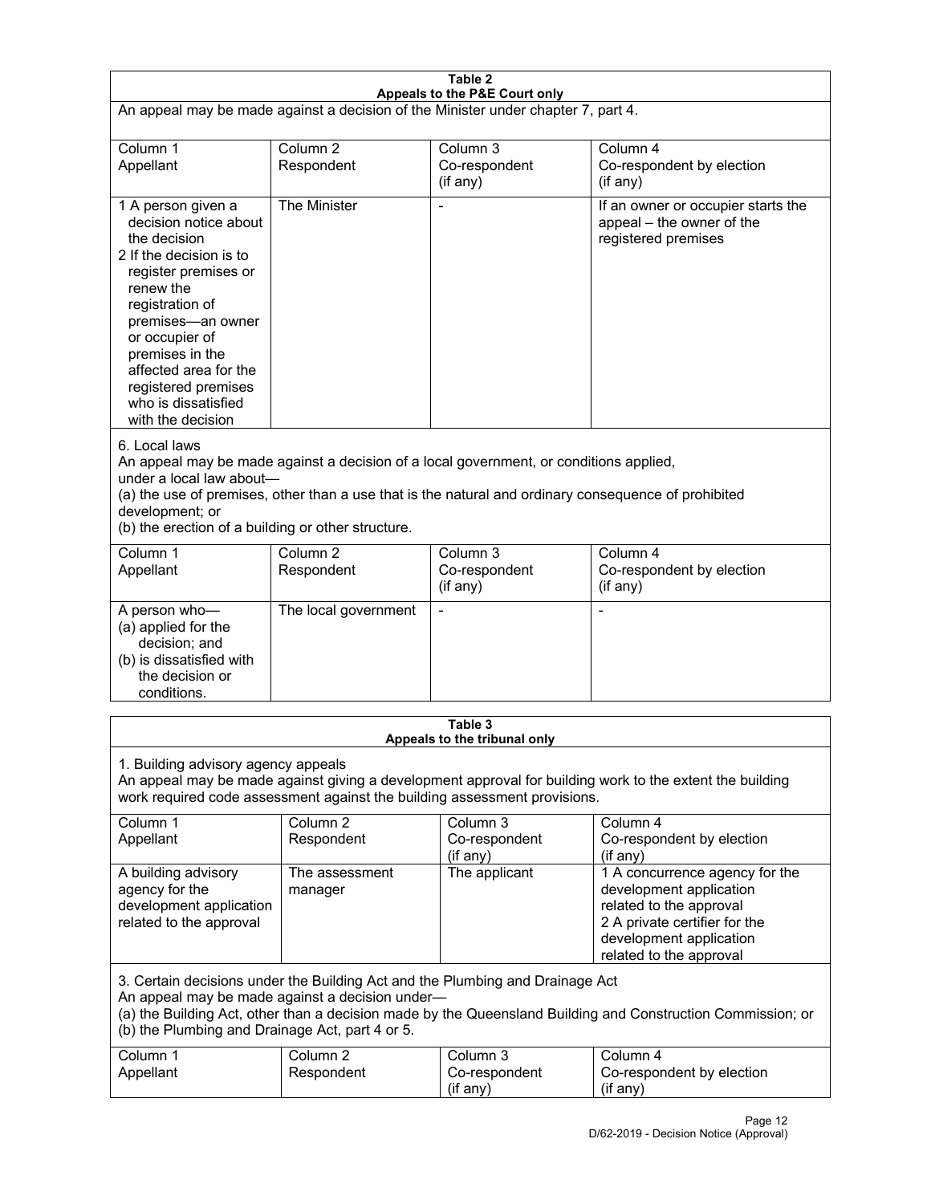**Table 2**
**Appeals to the P&E Court only**

An appeal may be made against a decision of the Minister under chapter 7, part 4.

| Column 1<br>Appellant | Column 2<br>Respondent | Column 3<br>Co-respondent<br>(if any) | Column 4<br>Co-respondent by election<br>(if any) |
|---|---|---|---|
| 1 A person given a decision notice about the decision<br>2 If the decision is to register premises or renew the registration of premises—an owner or occupier of premises in the affected area for the registered premises who is dissatisfied with the decision | The Minister | - | If an owner or occupier starts the appeal – the owner of the registered premises |

6. Local laws

An appeal may be made against a decision of a local government, or conditions applied, under a local law about—

(a) the use of premises, other than a use that is the natural and ordinary consequence of prohibited development; or

(b) the erection of a building or other structure.

| Column 1<br>Appellant | Column 2<br>Respondent | Column 3<br>Co-respondent<br>(if any) | Column 4<br>Co-respondent by election<br>(if any) |
|---|---|---|---|
| A person who—<br>(a) applied for the decision; and<br>(b) is dissatisfied with the decision or conditions. | The local government | - | - |

**Table 3**
**Appeals to the tribunal only**

1. Building advisory agency appeals

An appeal may be made against giving a development approval for building work to the extent the building work required code assessment against the building assessment provisions.

| Column 1<br>Appellant | Column 2<br>Respondent | Column 3<br>Co-respondent<br>(if any) | Column 4<br>Co-respondent by election<br>(if any) |
|---|---|---|---|
| A building advisory agency for the development application related to the approval | The assessment manager | The applicant | 1 A concurrence agency for the development application related to the approval<br>2 A private certifier for the development application related to the approval |

3. Certain decisions under the Building Act and the Plumbing and Drainage Act

An appeal may be made against a decision under—

(a) the Building Act, other than a decision made by the Queensland Building and Construction Commission; or

(b) the Plumbing and Drainage Act, part 4 or 5.

| Column 1<br>Appellant | Column 2<br>Respondent | Column 3<br>Co-respondent<br>(if any) | Column 4<br>Co-respondent by election<br>(if any) |
|---|---|---|---|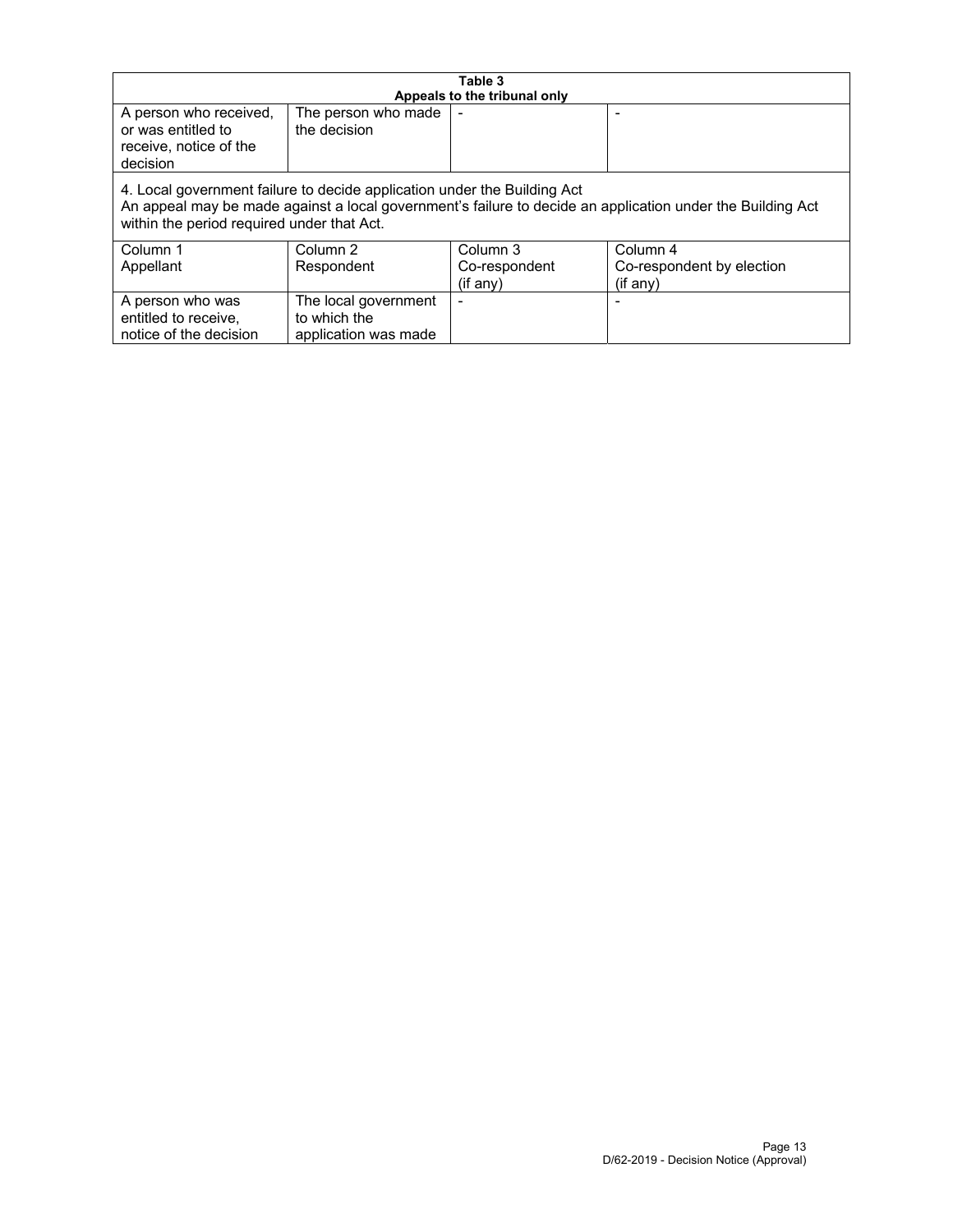**Table 3**
**Appeals to the tribunal only**

| | | | |
|---|---|---|---|
| A person who received, or was entitled to receive, notice of the decision | The person who made the decision | - | - |

4. Local government failure to decide application under the Building Act
An appeal may be made against a local government's failure to decide an application under the Building Act within the period required under that Act.

| Column 1<br>Appellant | Column 2<br>Respondent | Column 3<br>Co-respondent (if any) | Column 4<br>Co-respondent by election (if any) |
|---|---|---|---|
| A person who was entitled to receive, notice of the decision | The local government to which the application was made | - | - |